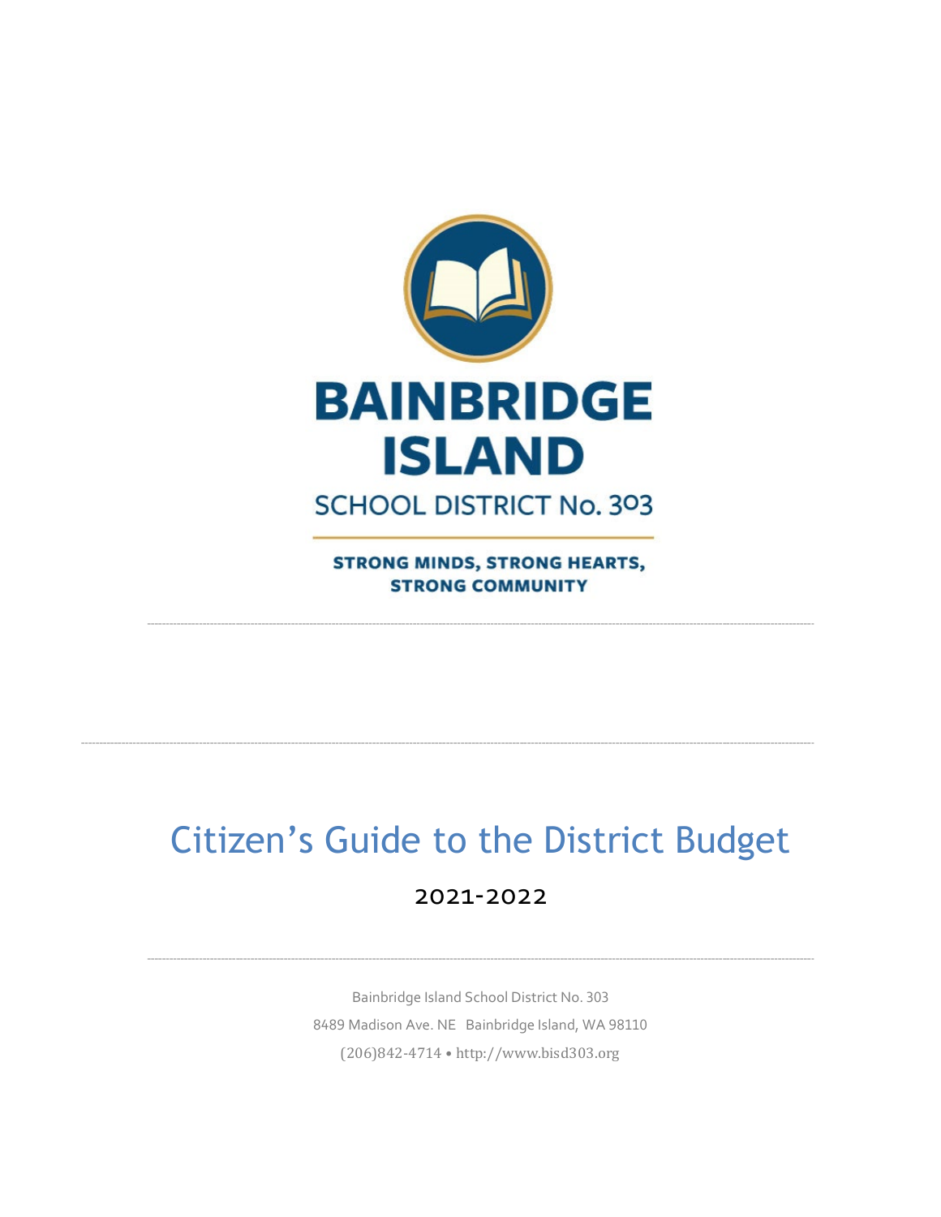# BAINBRIDGE ISLAND

SCHOOL DISTRICT No. 303

**STRONG MINDS, STRONG HEARTS, STRONG COMMUNITY**

# Citizen's Guide to the District Budget

## 2021-2022

Bainbridge Island School District No. 303

8489 Madison Ave. NE Bainbridge Island, WA 98110

(206)842-4714 • http://www.bisd303.org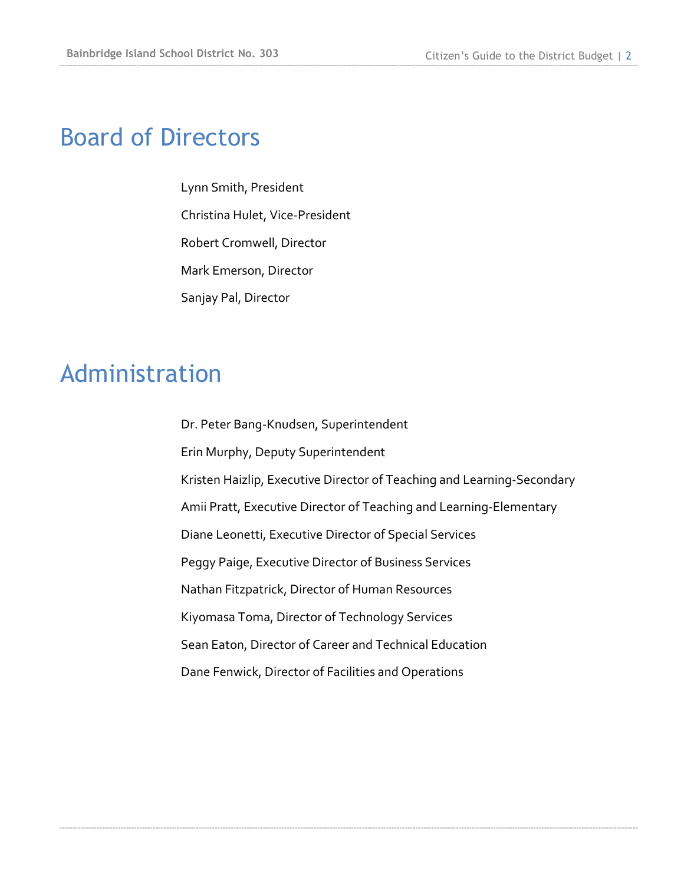# Board of Directors

Lynn Smith, President

Christina Hulet, Vice-President

Robert Cromwell, Director

Mark Emerson, Director

Sanjay Pal, Director

# Administration

Dr. Peter Bang-Knudsen, Superintendent

Erin Murphy, Deputy Superintendent

Kristen Haizlip, Executive Director of Teaching and Learning-Secondary

Amii Pratt, Executive Director of Teaching and Learning-Elementary

Diane Leonetti, Executive Director of Special Services

Peggy Paige, Executive Director of Business Services

Nathan Fitzpatrick, Director of Human Resources

Kiyomasa Toma, Director of Technology Services

Sean Eaton, Director of Career and Technical Education

Dane Fenwick, Director of Facilities and Operations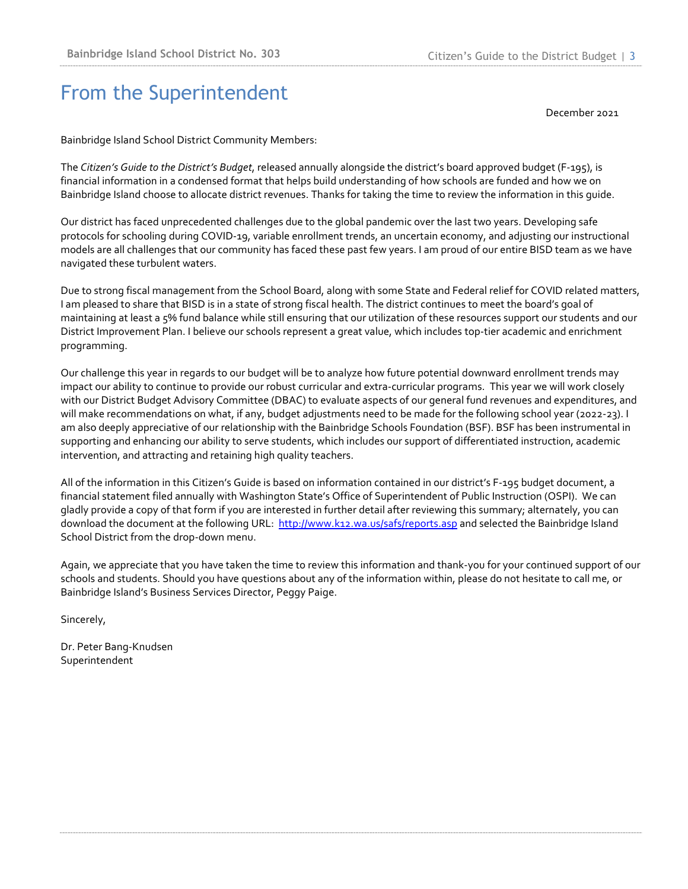# From the Superintendent

December 2021

Bainbridge Island School District Community Members:

The *Citizen's Guide to the District's Budget*, released annually alongside the district's board approved budget (F-195), is financial information in a condensed format that helps build understanding of how schools are funded and how we on Bainbridge Island choose to allocate district revenues. Thanks for taking the time to review the information in this guide.

Our district has faced unprecedented challenges due to the global pandemic over the last two years. Developing safe protocols for schooling during COVID-19, variable enrollment trends, an uncertain economy, and adjusting our instructional models are all challenges that our community has faced these past few years. I am proud of our entire BISD team as we have navigated these turbulent waters.

Due to strong fiscal management from the School Board, along with some State and Federal relief for COVID related matters, I am pleased to share that BISD is in a state of strong fiscal health. The district continues to meet the board's goal of maintaining at least a 5% fund balance while still ensuring that our utilization of these resources support our students and our District Improvement Plan. I believe our schools represent a great value, which includes top-tier academic and enrichment programming.

Our challenge this year in regards to our budget will be to analyze how future potential downward enrollment trends may impact our ability to continue to provide our robust curricular and extra-curricular programs. This year we will work closely with our District Budget Advisory Committee (DBAC) to evaluate aspects of our general fund revenues and expenditures, and will make recommendations on what, if any, budget adjustments need to be made for the following school year (2022-23). I am also deeply appreciative of our relationship with the Bainbridge Schools Foundation (BSF). BSF has been instrumental in supporting and enhancing our ability to serve students, which includes our support of differentiated instruction, academic intervention, and attracting and retaining high quality teachers.

All of the information in this Citizen's Guide is based on information contained in our district's F-195 budget document, a financial statement filed annually with Washington State's Office of Superintendent of Public Instruction (OSPI). We can gladly provide a copy of that form if you are interested in further detail after reviewing this summary; alternately, you can download the document at the following URL: [http://www.k12.wa.us/safs/reports.asp](http://www.k12.wa.us/safs/reports.asp) and selected the Bainbridge Island School District from the drop-down menu.

Again, we appreciate that you have taken the time to review this information and thank-you for your continued support of our schools and students. Should you have questions about any of the information within, please do not hesitate to call me, or Bainbridge Island's Business Services Director, Peggy Paige.

Sincerely,

Dr. Peter Bang-Knudsen
Superintendent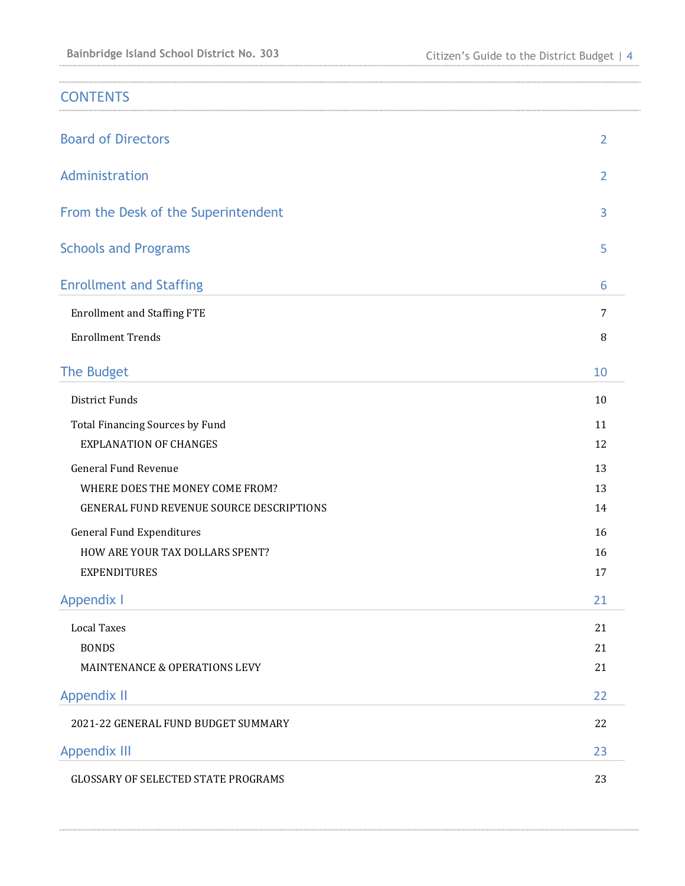# CONTENTS

| | |
|---|---|
| Board of Directors | 2 |
| Administration | 2 |
| From the Desk of the Superintendent | 3 |
| Schools and Programs | 5 |
| Enrollment and Staffing | 6 |
| Enrollment and Staffing FTE | 7 |
| Enrollment Trends | 8 |
| The Budget | 10 |
| District Funds | 10 |
| Total Financing Sources by Fund | 11 |
| EXPLANATION OF CHANGES | 12 |
| General Fund Revenue | 13 |
| WHERE DOES THE MONEY COME FROM? | 13 |
| GENERAL FUND REVENUE SOURCE DESCRIPTIONS | 14 |
| General Fund Expenditures | 16 |
| HOW ARE YOUR TAX DOLLARS SPENT? | 16 |
| EXPENDITURES | 17 |
| Appendix I | 21 |
| Local Taxes | 21 |
| BONDS | 21 |
| MAINTENANCE & OPERATIONS LEVY | 21 |
| Appendix II | 22 |
| 2021-22 GENERAL FUND BUDGET SUMMARY | 22 |
| Appendix III | 23 |
| GLOSSARY OF SELECTED STATE PROGRAMS | 23 |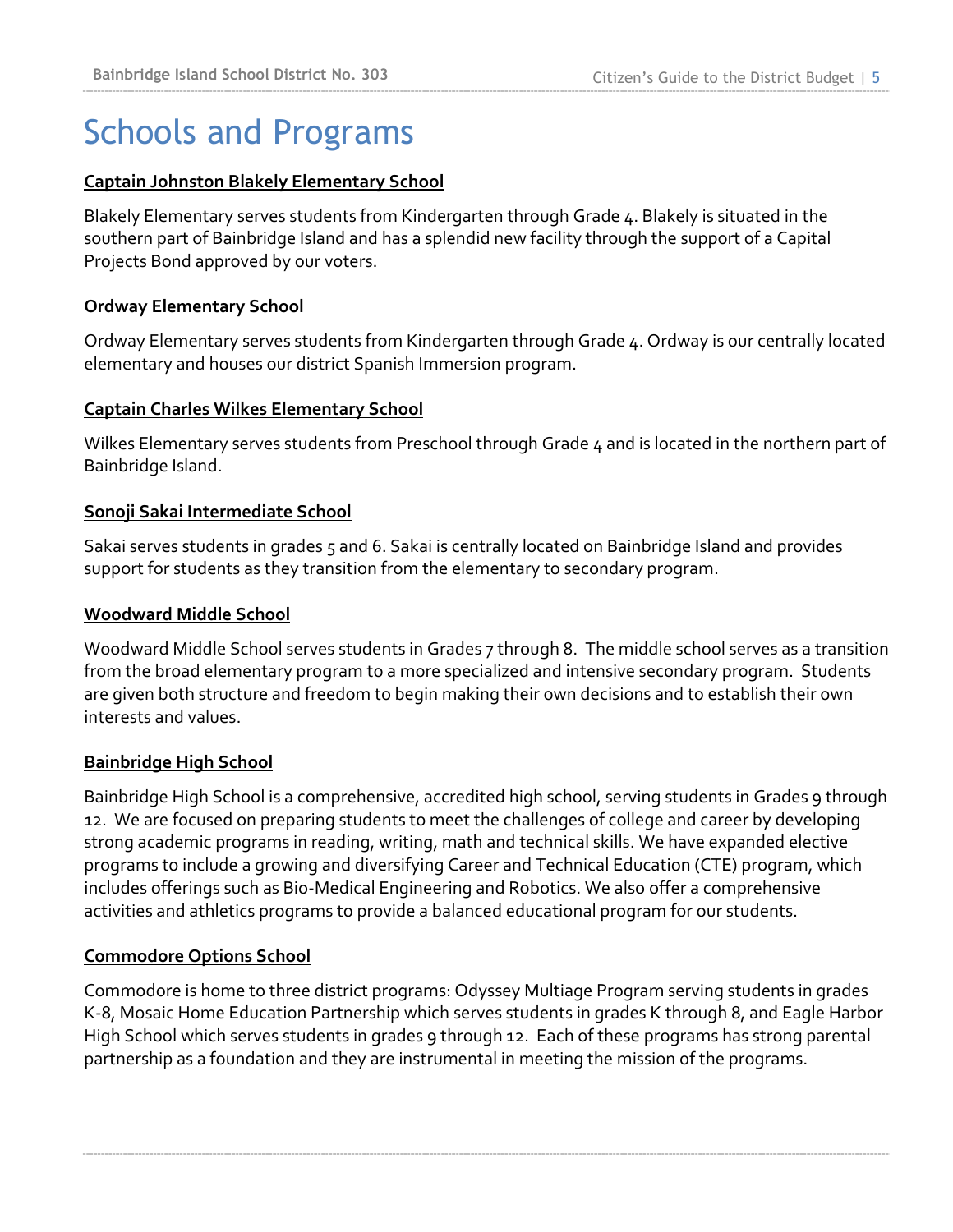# Schools and Programs

**Captain Johnston Blakely Elementary School**

Blakely Elementary serves students from Kindergarten through Grade 4. Blakely is situated in the southern part of Bainbridge Island and has a splendid new facility through the support of a Capital Projects Bond approved by our voters.

**Ordway Elementary School**

Ordway Elementary serves students from Kindergarten through Grade 4. Ordway is our centrally located elementary and houses our district Spanish Immersion program.

**Captain Charles Wilkes Elementary School**

Wilkes Elementary serves students from Preschool through Grade 4 and is located in the northern part of Bainbridge Island.

**Sonoji Sakai Intermediate School**

Sakai serves students in grades 5 and 6. Sakai is centrally located on Bainbridge Island and provides support for students as they transition from the elementary to secondary program.

**Woodward Middle School**

Woodward Middle School serves students in Grades 7 through 8. The middle school serves as a transition from the broad elementary program to a more specialized and intensive secondary program. Students are given both structure and freedom to begin making their own decisions and to establish their own interests and values.

**Bainbridge High School**

Bainbridge High School is a comprehensive, accredited high school, serving students in Grades 9 through 12. We are focused on preparing students to meet the challenges of college and career by developing strong academic programs in reading, writing, math and technical skills. We have expanded elective programs to include a growing and diversifying Career and Technical Education (CTE) program, which includes offerings such as Bio-Medical Engineering and Robotics. We also offer a comprehensive activities and athletics programs to provide a balanced educational program for our students.

**Commodore Options School**

Commodore is home to three district programs: Odyssey Multiage Program serving students in grades K-8, Mosaic Home Education Partnership which serves students in grades K through 8, and Eagle Harbor High School which serves students in grades 9 through 12. Each of these programs has strong parental partnership as a foundation and they are instrumental in meeting the mission of the programs.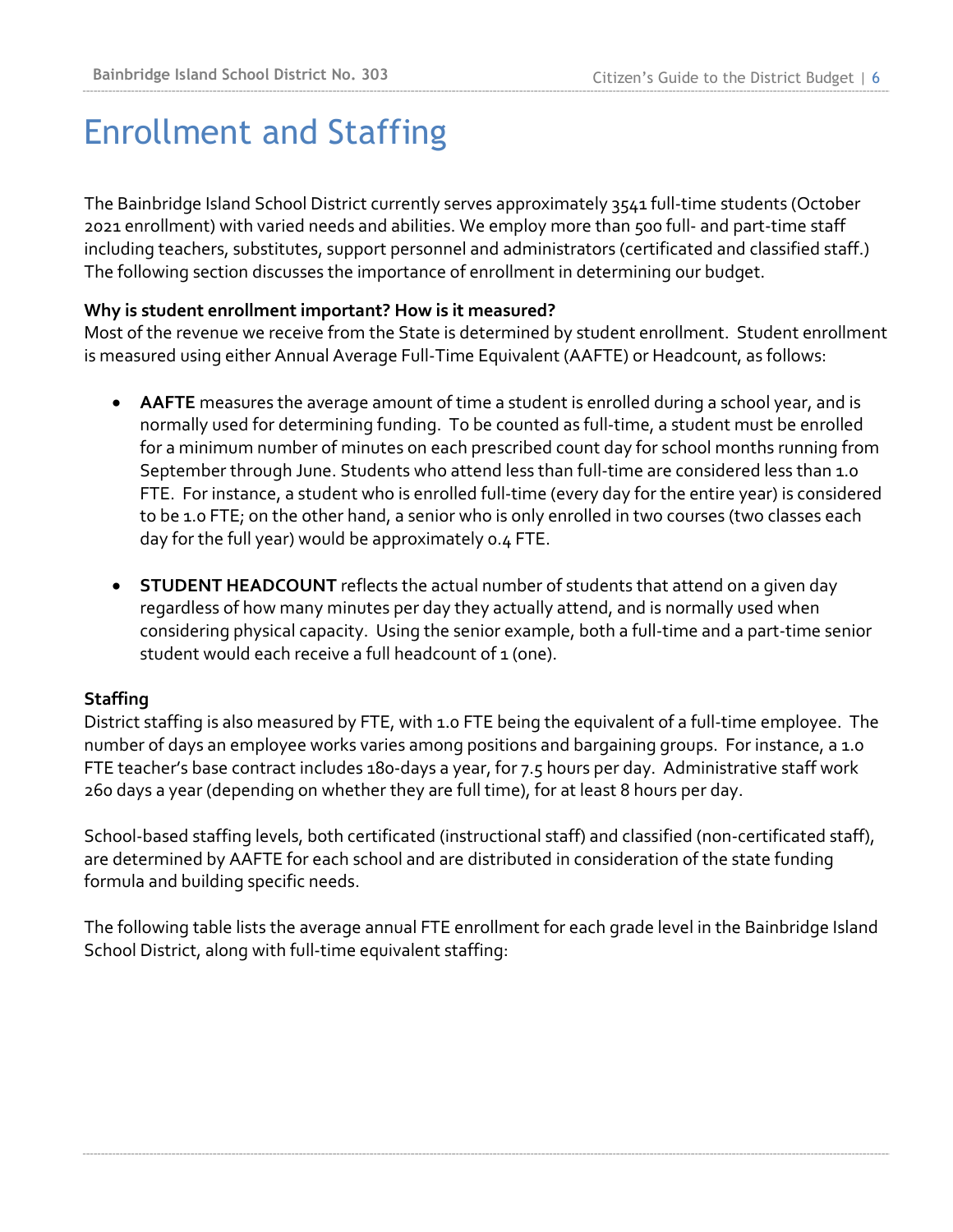# Enrollment and Staffing

The Bainbridge Island School District currently serves approximately 3541 full-time students (October 2021 enrollment) with varied needs and abilities. We employ more than 500 full- and part-time staff including teachers, substitutes, support personnel and administrators (certificated and classified staff.) The following section discusses the importance of enrollment in determining our budget.

**Why is student enrollment important? How is it measured?**

Most of the revenue we receive from the State is determined by student enrollment. Student enrollment is measured using either Annual Average Full-Time Equivalent (AAFTE) or Headcount, as follows:

- **AAFTE** measures the average amount of time a student is enrolled during a school year, and is normally used for determining funding. To be counted as full-time, a student must be enrolled for a minimum number of minutes on each prescribed count day for school months running from September through June. Students who attend less than full-time are considered less than 1.0 FTE. For instance, a student who is enrolled full-time (every day for the entire year) is considered to be 1.0 FTE; on the other hand, a senior who is only enrolled in two courses (two classes each day for the full year) would be approximately 0.4 FTE.

- **STUDENT HEADCOUNT** reflects the actual number of students that attend on a given day regardless of how many minutes per day they actually attend, and is normally used when considering physical capacity. Using the senior example, both a full-time and a part-time senior student would each receive a full headcount of 1 (one).

**Staffing**

District staffing is also measured by FTE, with 1.0 FTE being the equivalent of a full-time employee. The number of days an employee works varies among positions and bargaining groups. For instance, a 1.0 FTE teacher's base contract includes 180-days a year, for 7.5 hours per day. Administrative staff work 260 days a year (depending on whether they are full time), for at least 8 hours per day.

School-based staffing levels, both certificated (instructional staff) and classified (non-certificated staff), are determined by AAFTE for each school and are distributed in consideration of the state funding formula and building specific needs.

The following table lists the average annual FTE enrollment for each grade level in the Bainbridge Island School District, along with full-time equivalent staffing: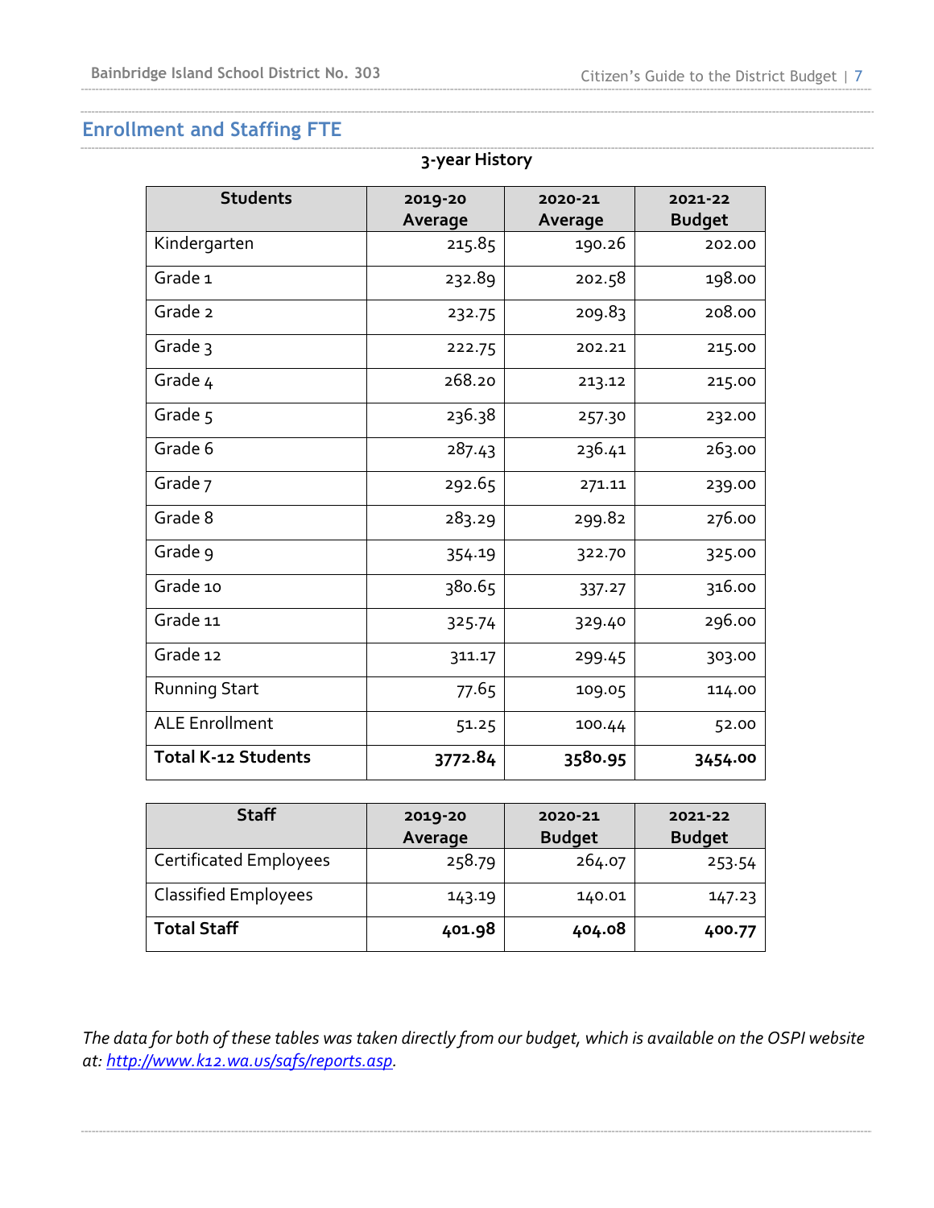## Enrollment and Staffing FTE

**3-year History**

| Students | 2019-20 Average | 2020-21 Average | 2021-22 Budget |
|---|---|---|---|
| Kindergarten | 215.85 | 190.26 | 202.00 |
| Grade 1 | 232.89 | 202.58 | 198.00 |
| Grade 2 | 232.75 | 209.83 | 208.00 |
| Grade 3 | 222.75 | 202.21 | 215.00 |
| Grade 4 | 268.20 | 213.12 | 215.00 |
| Grade 5 | 236.38 | 257.30 | 232.00 |
| Grade 6 | 287.43 | 236.41 | 263.00 |
| Grade 7 | 292.65 | 271.11 | 239.00 |
| Grade 8 | 283.29 | 299.82 | 276.00 |
| Grade 9 | 354.19 | 322.70 | 325.00 |
| Grade 10 | 380.65 | 337.27 | 316.00 |
| Grade 11 | 325.74 | 329.40 | 296.00 |
| Grade 12 | 311.17 | 299.45 | 303.00 |
| Running Start | 77.65 | 109.05 | 114.00 |
| ALE Enrollment | 51.25 | 100.44 | 52.00 |
| **Total K-12 Students** | **3772.84** | **3580.95** | **3454.00** |

| Staff | 2019-20 Average | 2020-21 Budget | 2021-22 Budget |
|---|---|---|---|
| Certificated Employees | 258.79 | 264.07 | 253.54 |
| Classified Employees | 143.19 | 140.01 | 147.23 |
| **Total Staff** | **401.98** | **404.08** | **400.77** |

*The data for both of these tables was taken directly from our budget, which is available on the OSPI website at: [http://www.k12.wa.us/safs/reports.asp](http://www.k12.wa.us/safs/reports.asp).*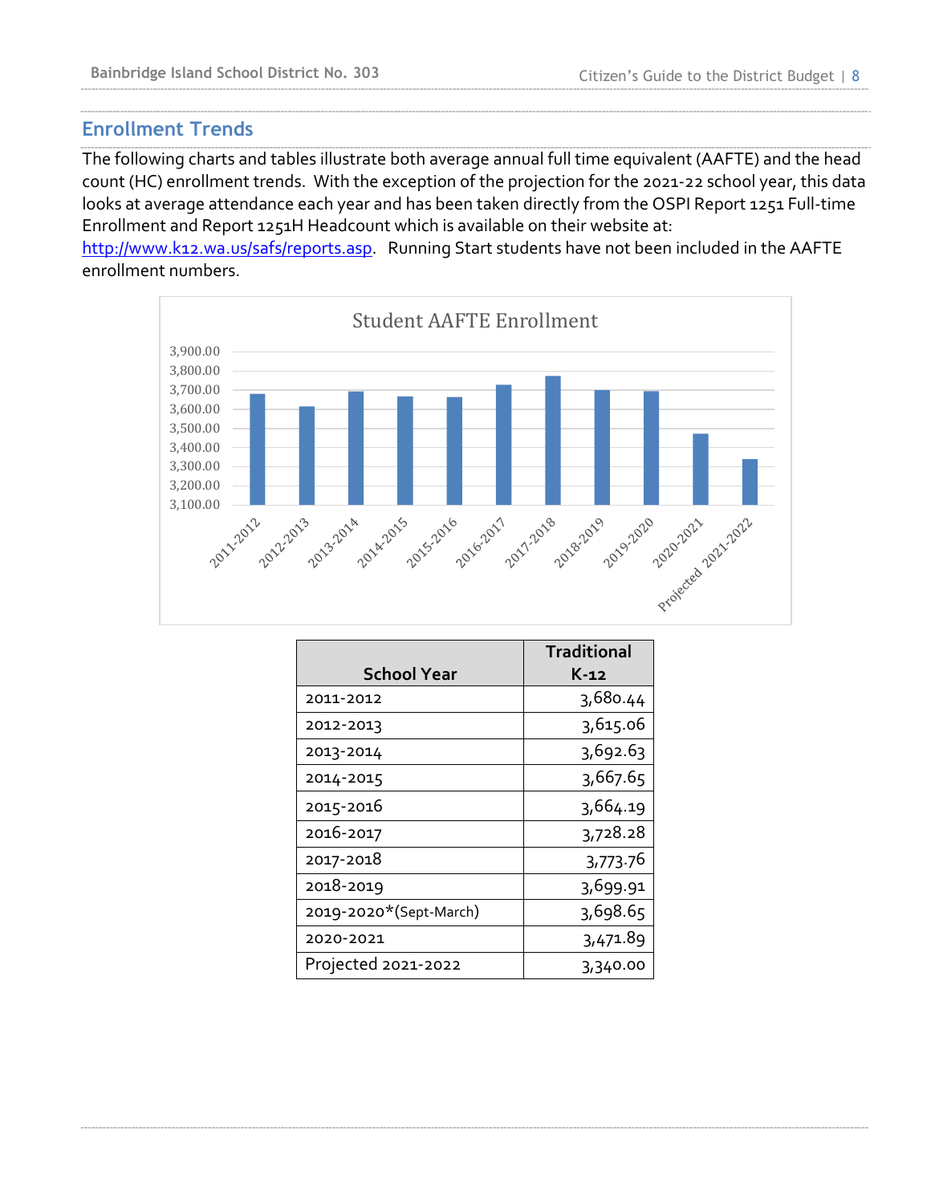## Enrollment Trends

The following charts and tables illustrate both average annual full time equivalent (AAFTE) and the head count (HC) enrollment trends. With the exception of the projection for the 2021-22 school year, this data looks at average attendance each year and has been taken directly from the OSPI Report 1251 Full-time Enrollment and Report 1251H Headcount which is available on their website at: http://www.k12.wa.us/safs/reports.asp. Running Start students have not been included in the AAFTE enrollment numbers.

Student AAFTE Enrollment

| School Year | Traditional K-12 |
|---|---:|
| 2011-2012 | 3,680.44 |
| 2012-2013 | 3,615.06 |
| 2013-2014 | 3,692.63 |
| 2014-2015 | 3,667.65 |
| 2015-2016 | 3,664.19 |
| 2016-2017 | 3,728.28 |
| 2017-2018 | 3,773.76 |
| 2018-2019 | 3,699.91 |
| 2019-2020*(Sept-March) | 3,698.65 |
| 2020-2021 | 3,471.89 |
| Projected 2021-2022 | 3,340.00 |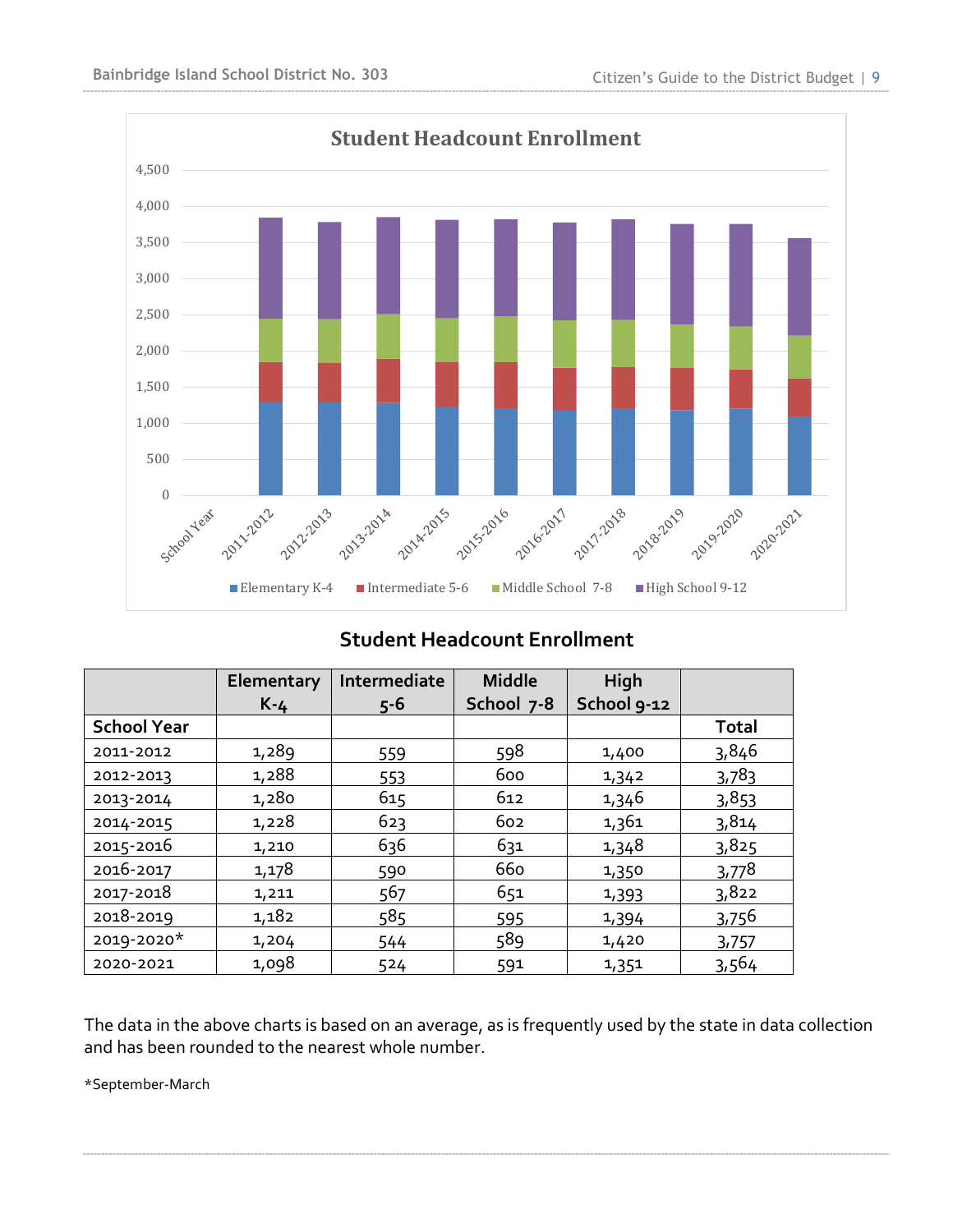## Student Headcount Enrollment

|  | Elementary K-4 | Intermediate 5-6 | Middle School 7-8 | High School 9-12 |  |
|---|---|---|---|---|---|
| School Year |  |  |  |  | Total |
| 2011-2012 | 1,289 | 559 | 598 | 1,400 | 3,846 |
| 2012-2013 | 1,288 | 553 | 600 | 1,342 | 3,783 |
| 2013-2014 | 1,280 | 615 | 612 | 1,346 | 3,853 |
| 2014-2015 | 1,228 | 623 | 602 | 1,361 | 3,814 |
| 2015-2016 | 1,210 | 636 | 631 | 1,348 | 3,825 |
| 2016-2017 | 1,178 | 590 | 660 | 1,350 | 3,778 |
| 2017-2018 | 1,211 | 567 | 651 | 1,393 | 3,822 |
| 2018-2019 | 1,182 | 585 | 595 | 1,394 | 3,756 |
| 2019-2020* | 1,204 | 544 | 589 | 1,420 | 3,757 |
| 2020-2021 | 1,098 | 524 | 591 | 1,351 | 3,564 |

The data in the above charts is based on an average, as is frequently used by the state in data collection and has been rounded to the nearest whole number.

*September-March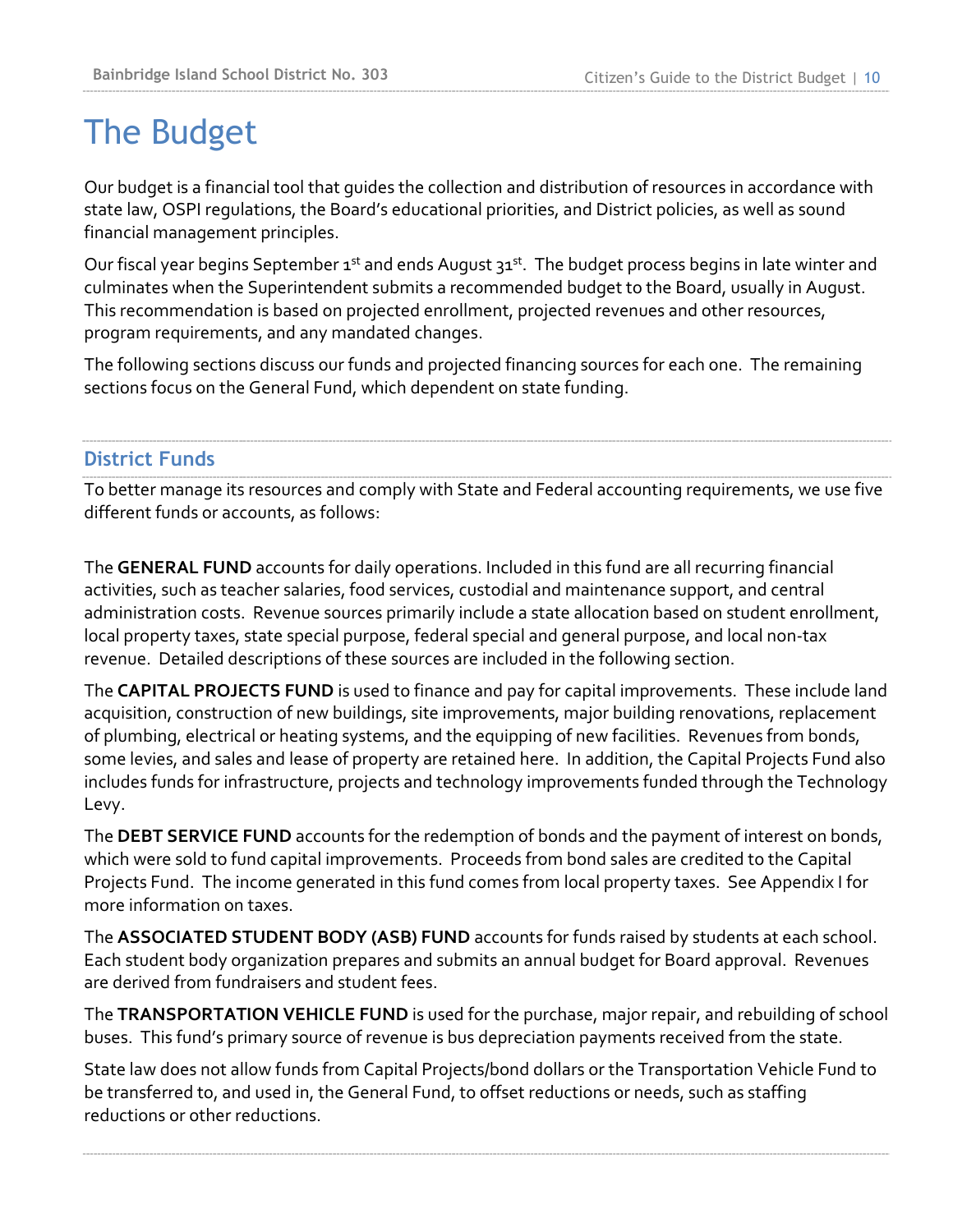# The Budget

Our budget is a financial tool that guides the collection and distribution of resources in accordance with state law, OSPI regulations, the Board's educational priorities, and District policies, as well as sound financial management principles.

Our fiscal year begins September 1st and ends August 31st. The budget process begins in late winter and culminates when the Superintendent submits a recommended budget to the Board, usually in August. This recommendation is based on projected enrollment, projected revenues and other resources, program requirements, and any mandated changes.

The following sections discuss our funds and projected financing sources for each one. The remaining sections focus on the General Fund, which dependent on state funding.

## District Funds

To better manage its resources and comply with State and Federal accounting requirements, we use five different funds or accounts, as follows:

The **GENERAL FUND** accounts for daily operations. Included in this fund are all recurring financial activities, such as teacher salaries, food services, custodial and maintenance support, and central administration costs. Revenue sources primarily include a state allocation based on student enrollment, local property taxes, state special purpose, federal special and general purpose, and local non-tax revenue. Detailed descriptions of these sources are included in the following section.

The **CAPITAL PROJECTS FUND** is used to finance and pay for capital improvements. These include land acquisition, construction of new buildings, site improvements, major building renovations, replacement of plumbing, electrical or heating systems, and the equipping of new facilities. Revenues from bonds, some levies, and sales and lease of property are retained here. In addition, the Capital Projects Fund also includes funds for infrastructure, projects and technology improvements funded through the Technology Levy.

The **DEBT SERVICE FUND** accounts for the redemption of bonds and the payment of interest on bonds, which were sold to fund capital improvements. Proceeds from bond sales are credited to the Capital Projects Fund. The income generated in this fund comes from local property taxes. See Appendix I for more information on taxes.

The **ASSOCIATED STUDENT BODY (ASB) FUND** accounts for funds raised by students at each school. Each student body organization prepares and submits an annual budget for Board approval. Revenues are derived from fundraisers and student fees.

The **TRANSPORTATION VEHICLE FUND** is used for the purchase, major repair, and rebuilding of school buses. This fund's primary source of revenue is bus depreciation payments received from the state.

State law does not allow funds from Capital Projects/bond dollars or the Transportation Vehicle Fund to be transferred to, and used in, the General Fund, to offset reductions or needs, such as staffing reductions or other reductions.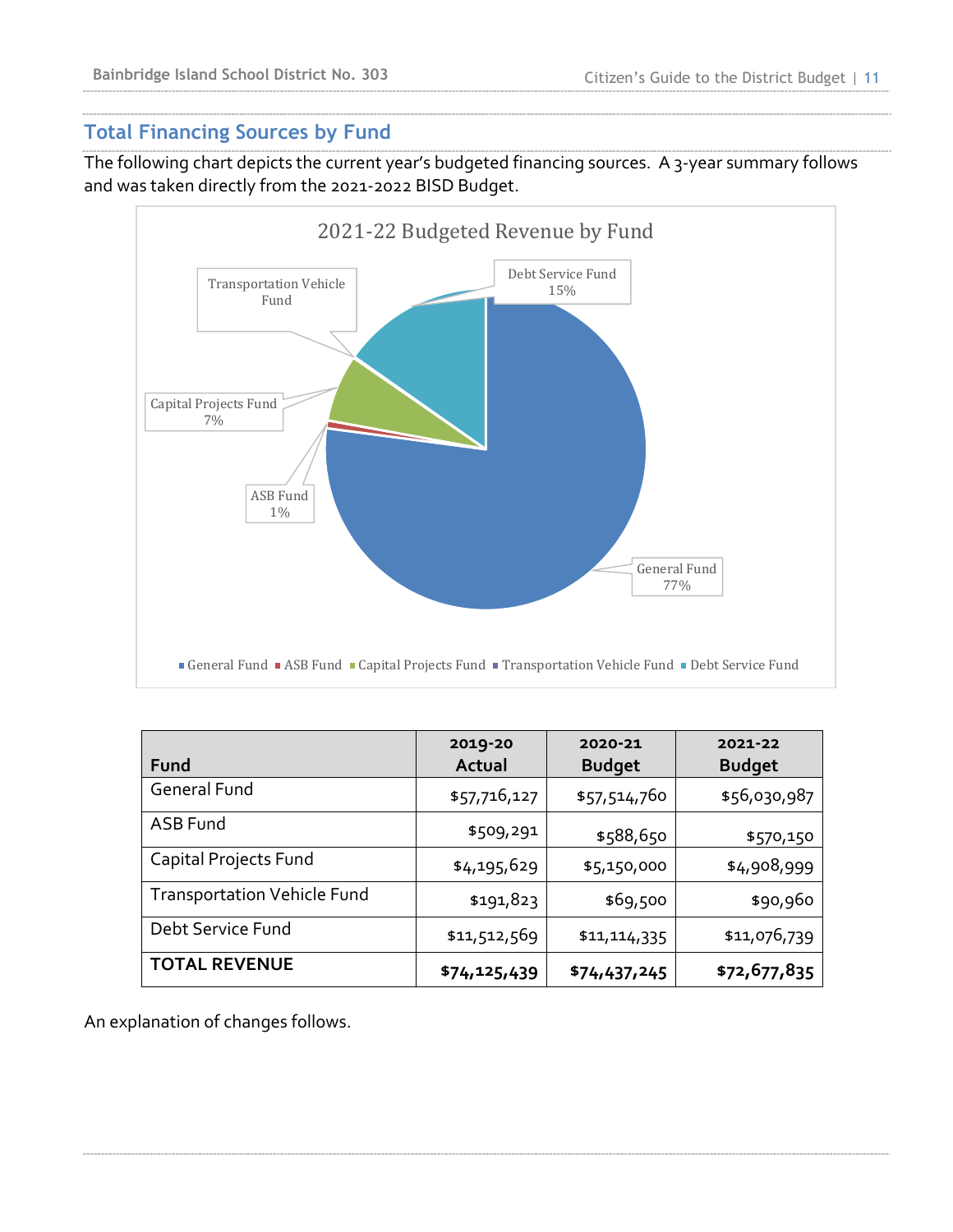## Total Financing Sources by Fund

The following chart depicts the current year's budgeted financing sources. A 3-year summary follows and was taken directly from the 2021-2022 BISD Budget.

2021-22 Budgeted Revenue by Fund

- General Fund 77%
- ASB Fund 1%
- Capital Projects Fund 7%
- Transportation Vehicle Fund
- Debt Service Fund 15%

| Fund | 2019-20 Actual | 2020-21 Budget | 2021-22 Budget |
|---|---|---|---|
| General Fund | $57,716,127 | $57,514,760 | $56,030,987 |
| ASB Fund | $509,291 | $588,650 | $570,150 |
| Capital Projects Fund | $4,195,629 | $5,150,000 | $4,908,999 |
| Transportation Vehicle Fund | $191,823 | $69,500 | $90,960 |
| Debt Service Fund | $11,512,569 | $11,114,335 | $11,076,739 |
| **TOTAL REVENUE** | **$74,125,439** | **$74,437,245** | **$72,677,835** |

An explanation of changes follows.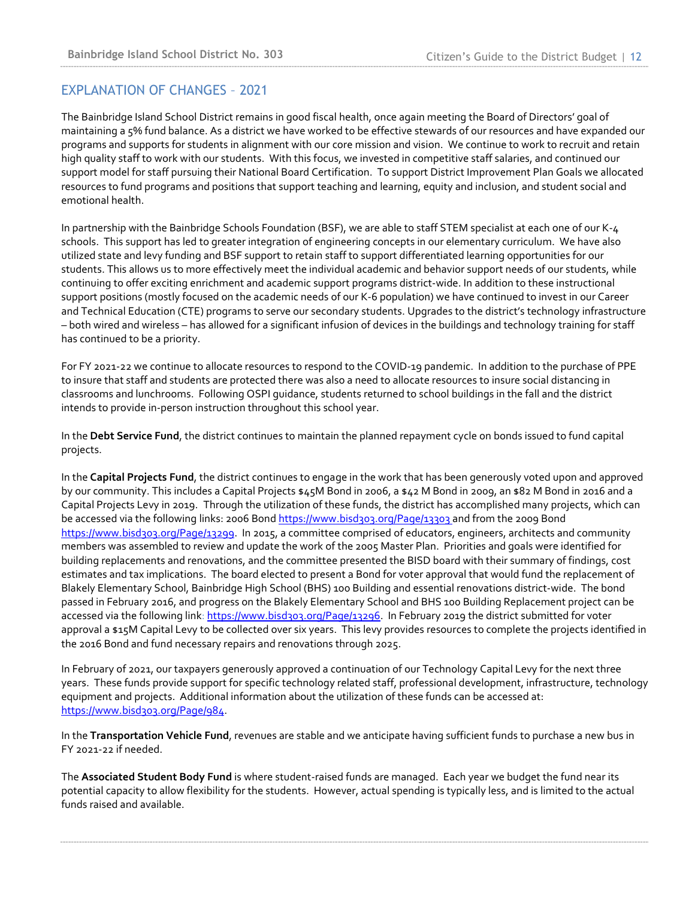## EXPLANATION OF CHANGES – 2021

The Bainbridge Island School District remains in good fiscal health, once again meeting the Board of Directors' goal of maintaining a 5% fund balance. As a district we have worked to be effective stewards of our resources and have expanded our programs and supports for students in alignment with our core mission and vision. We continue to work to recruit and retain high quality staff to work with our students. With this focus, we invested in competitive staff salaries, and continued our support model for staff pursuing their National Board Certification. To support District Improvement Plan Goals we allocated resources to fund programs and positions that support teaching and learning, equity and inclusion, and student social and emotional health.

In partnership with the Bainbridge Schools Foundation (BSF), we are able to staff STEM specialist at each one of our K-4 schools. This support has led to greater integration of engineering concepts in our elementary curriculum. We have also utilized state and levy funding and BSF support to retain staff to support differentiated learning opportunities for our students. This allows us to more effectively meet the individual academic and behavior support needs of our students, while continuing to offer exciting enrichment and academic support programs district-wide. In addition to these instructional support positions (mostly focused on the academic needs of our K-6 population) we have continued to invest in our Career and Technical Education (CTE) programs to serve our secondary students. Upgrades to the district's technology infrastructure – both wired and wireless – has allowed for a significant infusion of devices in the buildings and technology training for staff has continued to be a priority.

For FY 2021-22 we continue to allocate resources to respond to the COVID-19 pandemic. In addition to the purchase of PPE to insure that staff and students are protected there was also a need to allocate resources to insure social distancing in classrooms and lunchrooms. Following OSPI guidance, students returned to school buildings in the fall and the district intends to provide in-person instruction throughout this school year.

In the **Debt Service Fund**, the district continues to maintain the planned repayment cycle on bonds issued to fund capital projects.

In the **Capital Projects Fund**, the district continues to engage in the work that has been generously voted upon and approved by our community. This includes a Capital Projects $45M Bond in 2006, a $42 M Bond in 2009, an $82 M Bond in 2016 and a Capital Projects Levy in 2019. Through the utilization of these funds, the district has accomplished many projects, which can be accessed via the following links: 2006 Bond https://www.bisd303.org/Page/13303 and from the 2009 Bond https://www.bisd303.org/Page/13299. In 2015, a committee comprised of educators, engineers, architects and community members was assembled to review and update the work of the 2005 Master Plan. Priorities and goals were identified for building replacements and renovations, and the committee presented the BISD board with their summary of findings, cost estimates and tax implications. The board elected to present a Bond for voter approval that would fund the replacement of Blakely Elementary School, Bainbridge High School (BHS) 100 Building and essential renovations district-wide. The bond passed in February 2016, and progress on the Blakely Elementary School and BHS 100 Building Replacement project can be accessed via the following link: https://www.bisd303.org/Page/13296. In February 2019 the district submitted for voter approval a $15M Capital Levy to be collected over six years. This levy provides resources to complete the projects identified in the 2016 Bond and fund necessary repairs and renovations through 2025.

In February of 2021, our taxpayers generously approved a continuation of our Technology Capital Levy for the next three years. These funds provide support for specific technology related staff, professional development, infrastructure, technology equipment and projects. Additional information about the utilization of these funds can be accessed at: https://www.bisd303.org/Page/984.

In the **Transportation Vehicle Fund**, revenues are stable and we anticipate having sufficient funds to purchase a new bus in FY 2021-22 if needed.

The **Associated Student Body Fund** is where student-raised funds are managed. Each year we budget the fund near its potential capacity to allow flexibility for the students. However, actual spending is typically less, and is limited to the actual funds raised and available.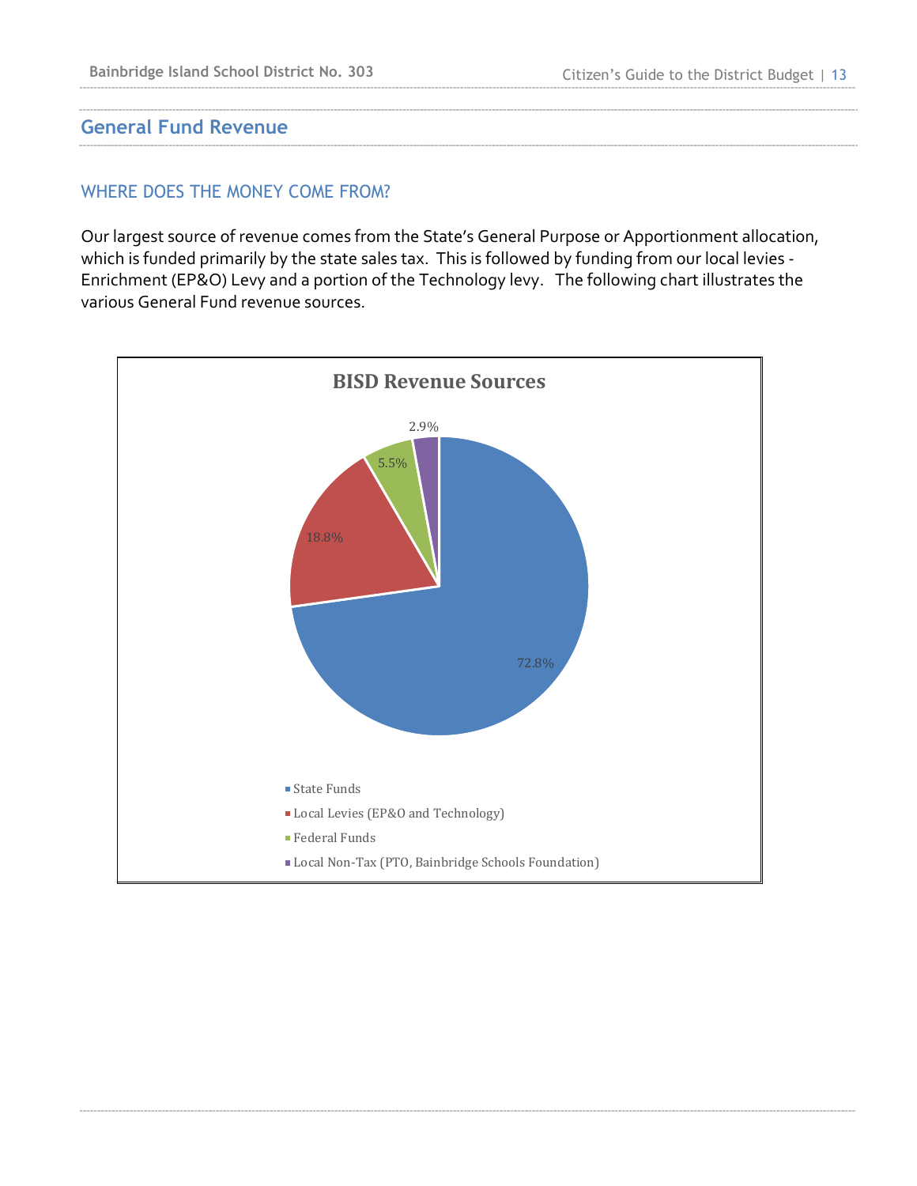## General Fund Revenue

### WHERE DOES THE MONEY COME FROM?

Our largest source of revenue comes from the State's General Purpose or Apportionment allocation, which is funded primarily by the state sales tax. This is followed by funding from our local levies - Enrichment (EP&O) Levy and a portion of the Technology levy. The following chart illustrates the various General Fund revenue sources.

**BISD Revenue Sources**

| Source | Percentage |
| --- | --- |
| State Funds | 72.8% |
| Local Levies (EP&O and Technology) | 18.8% |
| Federal Funds | 5.5% |
| Local Non-Tax (PTO, Bainbridge Schools Foundation) | 2.9% |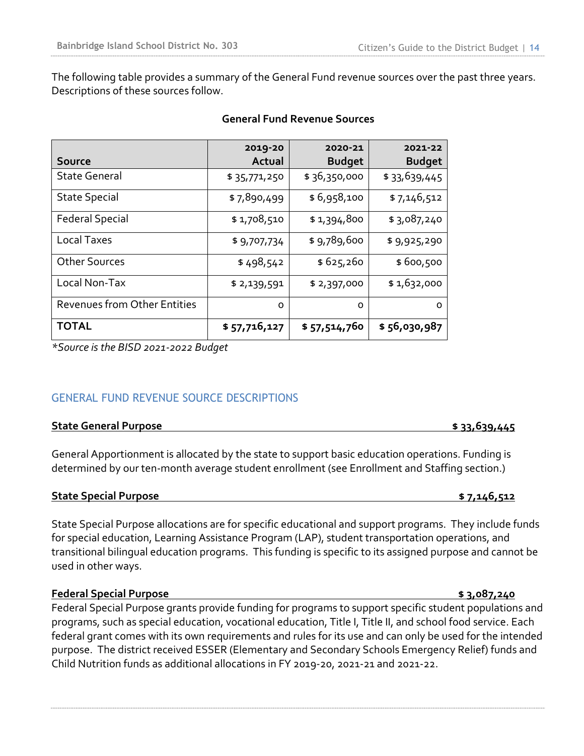The following table provides a summary of the General Fund revenue sources over the past three years. Descriptions of these sources follow.

**General Fund Revenue Sources**

| Source | 2019-20 Actual | 2020-21 Budget | 2021-22 Budget |
|---|---:|---:|---:|
| State General | $ 35,771,250 | $ 36,350,000 | $ 33,639,445 |
| State Special | $ 7,890,499 | $ 6,958,100 | $ 7,146,512 |
| Federal Special | $ 1,708,510 | $ 1,394,800 | $ 3,087,240 |
| Local Taxes | $ 9,707,734 | $ 9,789,600 | $ 9,925,290 |
| Other Sources | $ 498,542 | $ 625,260 | $ 600,500 |
| Local Non-Tax | $ 2,139,591 | $ 2,397,000 | $ 1,632,000 |
| Revenues from Other Entities | 0 | 0 | 0 |
| **TOTAL** | **$ 57,716,127** | **$ 57,514,760** | **$ 56,030,987** |

**Source is the BISD 2021-2022 Budget*

## GENERAL FUND REVENUE SOURCE DESCRIPTIONS

**State General Purpose** **$ 33,639,445**

General Apportionment is allocated by the state to support basic education operations. Funding is determined by our ten-month average student enrollment (see Enrollment and Staffing section.)

**State Special Purpose** **$ 7,146,512**

State Special Purpose allocations are for specific educational and support programs. They include funds for special education, Learning Assistance Program (LAP), student transportation operations, and transitional bilingual education programs. This funding is specific to its assigned purpose and cannot be used in other ways.

**Federal Special Purpose** **$ 3,087,240**

Federal Special Purpose grants provide funding for programs to support specific student populations and programs, such as special education, vocational education, Title I, Title II, and school food service. Each federal grant comes with its own requirements and rules for its use and can only be used for the intended purpose. The district received ESSER (Elementary and Secondary Schools Emergency Relief) funds and Child Nutrition funds as additional allocations in FY 2019-20, 2021-21 and 2021-22.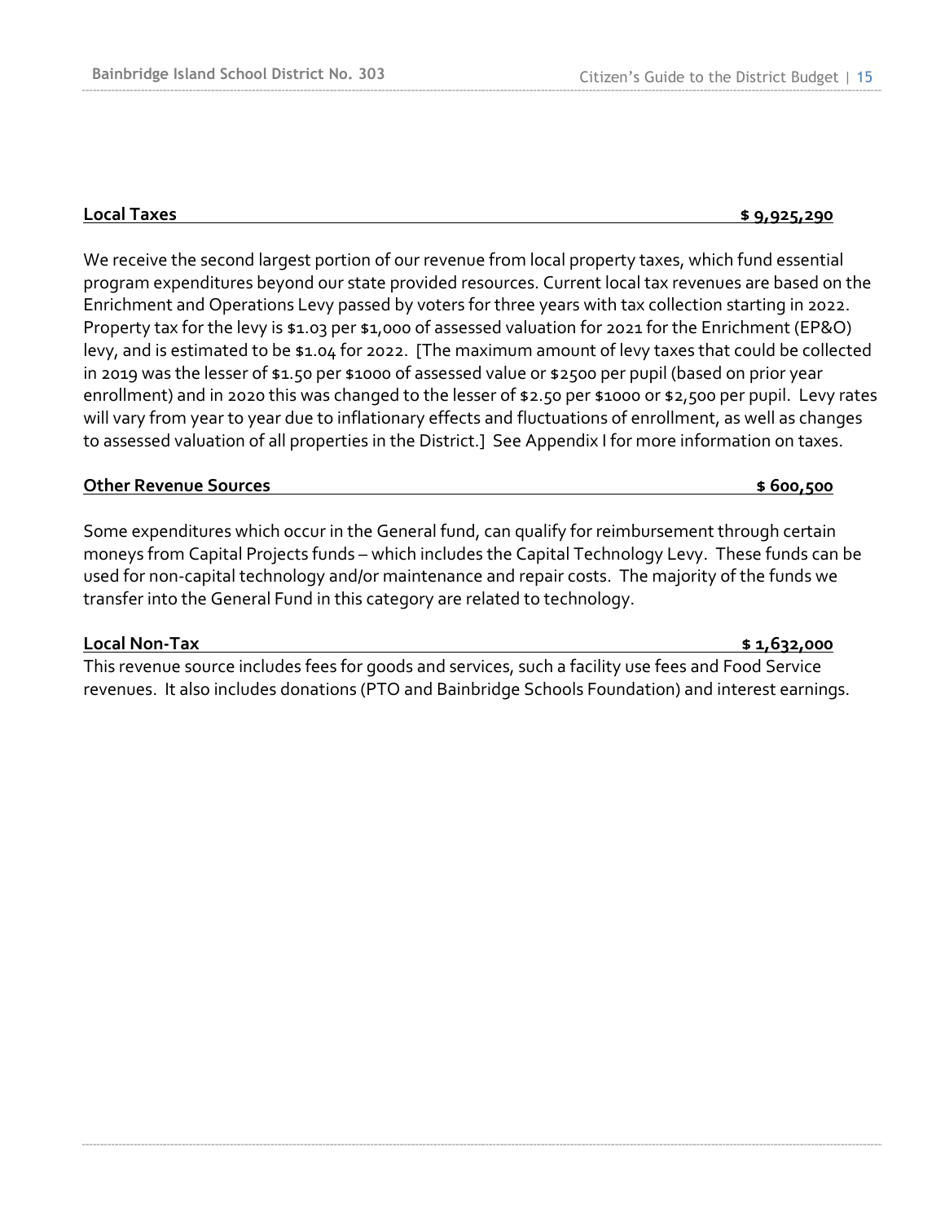**Local Taxes $ 9,925,290**

We receive the second largest portion of our revenue from local property taxes, which fund essential program expenditures beyond our state provided resources. Current local tax revenues are based on the Enrichment and Operations Levy passed by voters for three years with tax collection starting in 2022. Property tax for the levy is $1.03 per $1,000 of assessed valuation for 2021 for the Enrichment (EP&O) levy, and is estimated to be $1.04 for 2022. [The maximum amount of levy taxes that could be collected in 2019 was the lesser of $1.50 per $1000 of assessed value or $2500 per pupil (based on prior year enrollment) and in 2020 this was changed to the lesser of $2.50 per $1000 or $2,500 per pupil. Levy rates will vary from year to year due to inflationary effects and fluctuations of enrollment, as well as changes to assessed valuation of all properties in the District.] See Appendix I for more information on taxes.

**Other Revenue Sources $ 600,500**

Some expenditures which occur in the General fund, can qualify for reimbursement through certain moneys from Capital Projects funds – which includes the Capital Technology Levy. These funds can be used for non-capital technology and/or maintenance and repair costs. The majority of the funds we transfer into the General Fund in this category are related to technology.

**Local Non-Tax $ 1,632,000**

This revenue source includes fees for goods and services, such a facility use fees and Food Service revenues. It also includes donations (PTO and Bainbridge Schools Foundation) and interest earnings.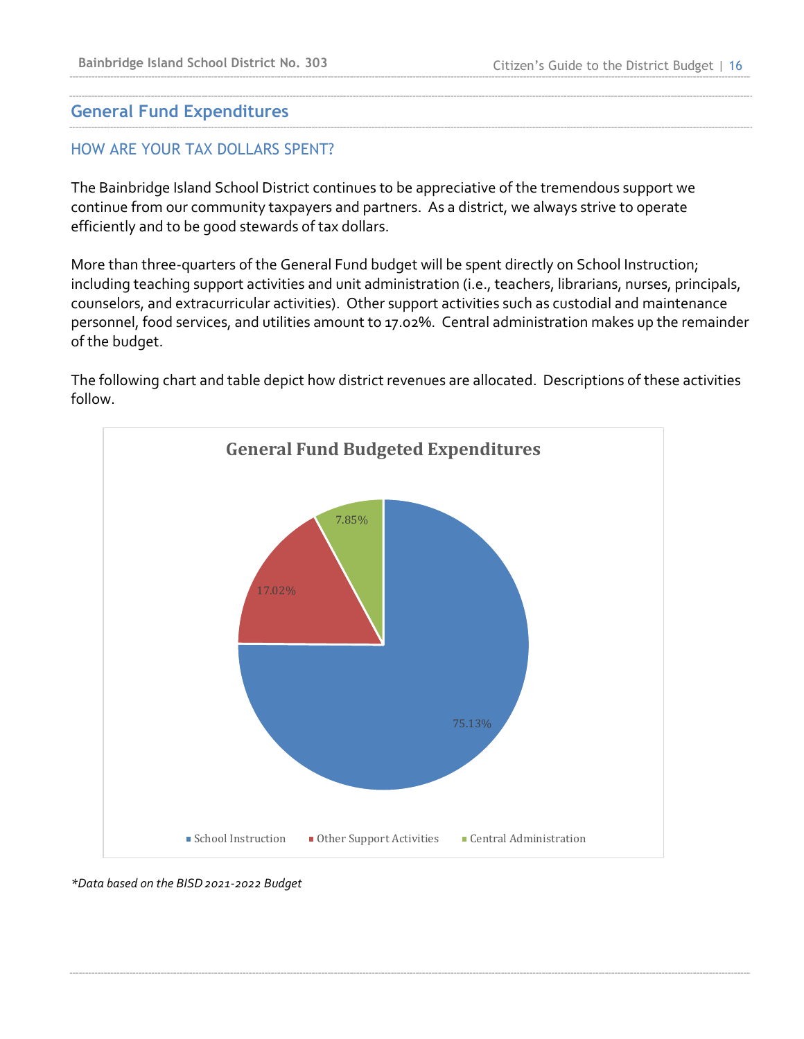## General Fund Expenditures

### HOW ARE YOUR TAX DOLLARS SPENT?

The Bainbridge Island School District continues to be appreciative of the tremendous support we continue from our community taxpayers and partners. As a district, we always strive to operate efficiently and to be good stewards of tax dollars.

More than three-quarters of the General Fund budget will be spent directly on School Instruction; including teaching support activities and unit administration (i.e., teachers, librarians, nurses, principals, counselors, and extracurricular activities). Other support activities such as custodial and maintenance personnel, food services, and utilities amount to 17.02%. Central administration makes up the remainder of the budget.

The following chart and table depict how district revenues are allocated. Descriptions of these activities follow.

**General Fund Budgeted Expenditures**

| Category | Percentage |
| --- | --- |
| School Instruction | 75.13% |
| Other Support Activities | 17.02% |
| Central Administration | 7.85% |

*\*Data based on the BISD 2021-2022 Budget*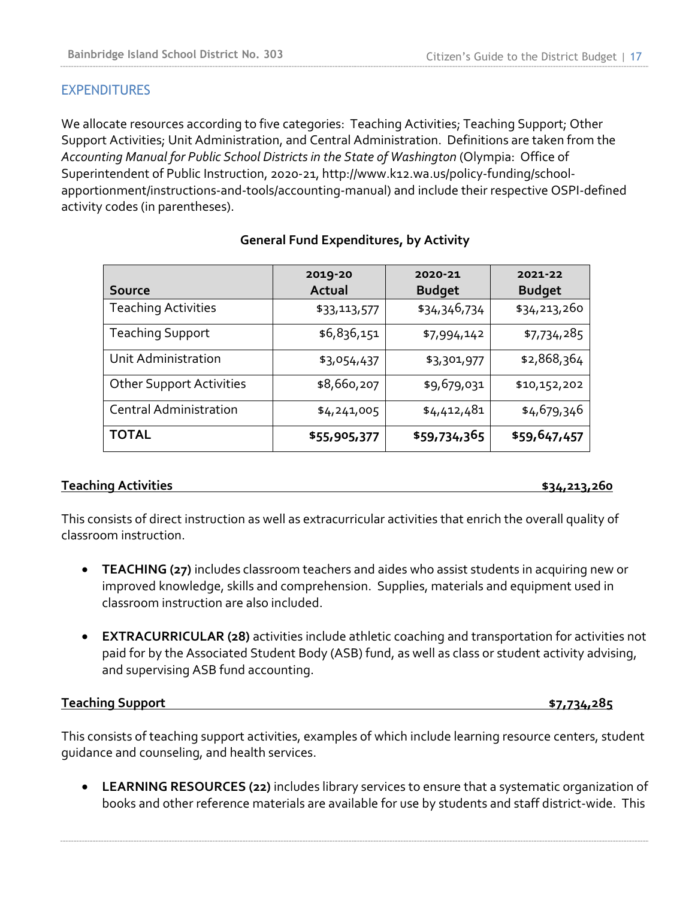## EXPENDITURES

We allocate resources according to five categories: Teaching Activities; Teaching Support; Other Support Activities; Unit Administration, and Central Administration. Definitions are taken from the *Accounting Manual for Public School Districts in the State of Washington* (Olympia: Office of Superintendent of Public Instruction, 2020-21, http://www.k12.wa.us/policy-funding/school-apportionment/instructions-and-tools/accounting-manual) and include their respective OSPI-defined activity codes (in parentheses).

**General Fund Expenditures, by Activity**

| Source | 2019-20 Actual | 2020-21 Budget | 2021-22 Budget |
|---|---|---|---|
| Teaching Activities | $33,113,577 | $34,346,734 | $34,213,260 |
| Teaching Support | $6,836,151 | $7,994,142 | $7,734,285 |
| Unit Administration | $3,054,437 | $3,301,977 | $2,868,364 |
| Other Support Activities | $8,660,207 | $9,679,031 | $10,152,202 |
| Central Administration | $4,241,005 | $4,412,481 | $4,679,346 |
| **TOTAL** | **$55,905,377** | **$59,734,365** | **$59,647,457** |

**Teaching Activities — $34,213,260**

This consists of direct instruction as well as extracurricular activities that enrich the overall quality of classroom instruction.

- **TEACHING (27)** includes classroom teachers and aides who assist students in acquiring new or improved knowledge, skills and comprehension. Supplies, materials and equipment used in classroom instruction are also included.

- **EXTRACURRICULAR (28)** activities include athletic coaching and transportation for activities not paid for by the Associated Student Body (ASB) fund, as well as class or student activity advising, and supervising ASB fund accounting.

**Teaching Support — $7,734,285**

This consists of teaching support activities, examples of which include learning resource centers, student guidance and counseling, and health services.

- **LEARNING RESOURCES (22)** includes library services to ensure that a systematic organization of books and other reference materials are available for use by students and staff district-wide. This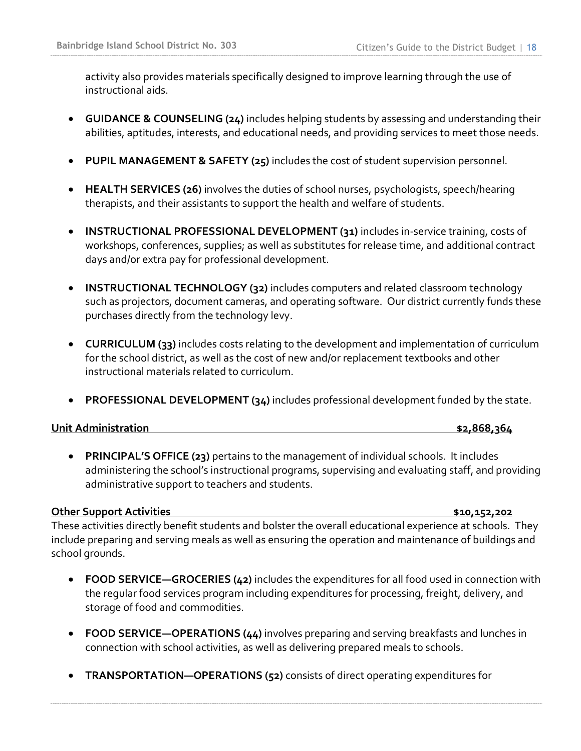activity also provides materials specifically designed to improve learning through the use of instructional aids.

- **GUIDANCE & COUNSELING (24)** includes helping students by assessing and understanding their abilities, aptitudes, interests, and educational needs, and providing services to meet those needs.

- **PUPIL MANAGEMENT & SAFETY (25)** includes the cost of student supervision personnel.

- **HEALTH SERVICES (26)** involves the duties of school nurses, psychologists, speech/hearing therapists, and their assistants to support the health and welfare of students.

- **INSTRUCTIONAL PROFESSIONAL DEVELOPMENT (31)** includes in-service training, costs of workshops, conferences, supplies; as well as substitutes for release time, and additional contract days and/or extra pay for professional development.

- **INSTRUCTIONAL TECHNOLOGY (32)** includes computers and related classroom technology such as projectors, document cameras, and operating software. Our district currently funds these purchases directly from the technology levy.

- **CURRICULUM (33)** includes costs relating to the development and implementation of curriculum for the school district, as well as the cost of new and/or replacement textbooks and other instructional materials related to curriculum.

- **PROFESSIONAL DEVELOPMENT (34)** includes professional development funded by the state.

**Unit Administration** **$2,868,364**

- **PRINCIPAL'S OFFICE (23)** pertains to the management of individual schools. It includes administering the school's instructional programs, supervising and evaluating staff, and providing administrative support to teachers and students.

**Other Support Activities** **$10,152,202**

These activities directly benefit students and bolster the overall educational experience at schools. They include preparing and serving meals as well as ensuring the operation and maintenance of buildings and school grounds.

- **FOOD SERVICE—GROCERIES (42)** includes the expenditures for all food used in connection with the regular food services program including expenditures for processing, freight, delivery, and storage of food and commodities.

- **FOOD SERVICE—OPERATIONS (44)** involves preparing and serving breakfasts and lunches in connection with school activities, as well as delivering prepared meals to schools.

- **TRANSPORTATION—OPERATIONS (52)** consists of direct operating expenditures for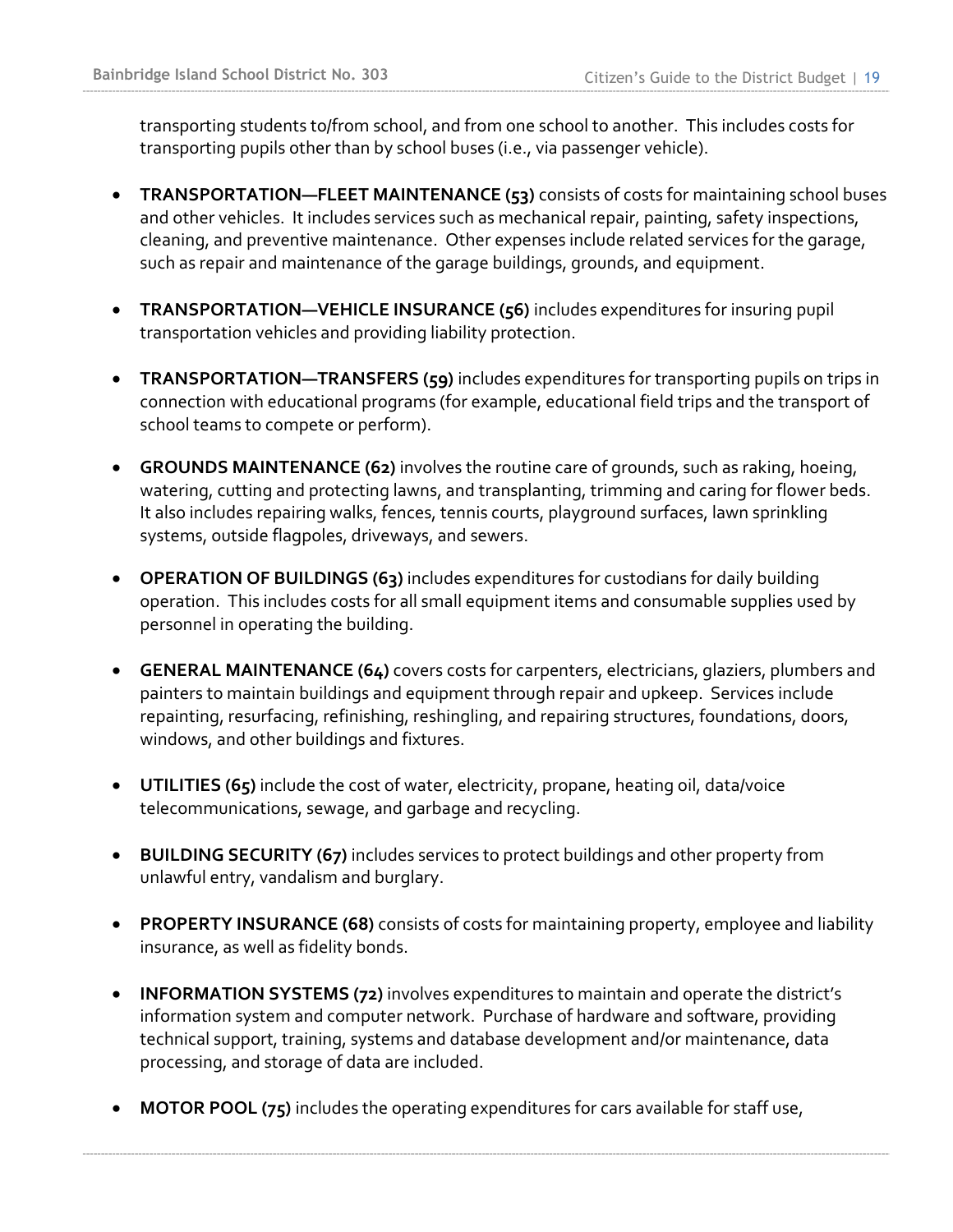transporting students to/from school, and from one school to another. This includes costs for transporting pupils other than by school buses (i.e., via passenger vehicle).

- **TRANSPORTATION—FLEET MAINTENANCE (53)** consists of costs for maintaining school buses and other vehicles. It includes services such as mechanical repair, painting, safety inspections, cleaning, and preventive maintenance. Other expenses include related services for the garage, such as repair and maintenance of the garage buildings, grounds, and equipment.

- **TRANSPORTATION—VEHICLE INSURANCE (56)** includes expenditures for insuring pupil transportation vehicles and providing liability protection.

- **TRANSPORTATION—TRANSFERS (59)** includes expenditures for transporting pupils on trips in connection with educational programs (for example, educational field trips and the transport of school teams to compete or perform).

- **GROUNDS MAINTENANCE (62)** involves the routine care of grounds, such as raking, hoeing, watering, cutting and protecting lawns, and transplanting, trimming and caring for flower beds. It also includes repairing walks, fences, tennis courts, playground surfaces, lawn sprinkling systems, outside flagpoles, driveways, and sewers.

- **OPERATION OF BUILDINGS (63)** includes expenditures for custodians for daily building operation. This includes costs for all small equipment items and consumable supplies used by personnel in operating the building.

- **GENERAL MAINTENANCE (64)** covers costs for carpenters, electricians, glaziers, plumbers and painters to maintain buildings and equipment through repair and upkeep. Services include repainting, resurfacing, refinishing, reshingling, and repairing structures, foundations, doors, windows, and other buildings and fixtures.

- **UTILITIES (65)** include the cost of water, electricity, propane, heating oil, data/voice telecommunications, sewage, and garbage and recycling.

- **BUILDING SECURITY (67)** includes services to protect buildings and other property from unlawful entry, vandalism and burglary.

- **PROPERTY INSURANCE (68)** consists of costs for maintaining property, employee and liability insurance, as well as fidelity bonds.

- **INFORMATION SYSTEMS (72)** involves expenditures to maintain and operate the district's information system and computer network. Purchase of hardware and software, providing technical support, training, systems and database development and/or maintenance, data processing, and storage of data are included.

- **MOTOR POOL (75)** includes the operating expenditures for cars available for staff use,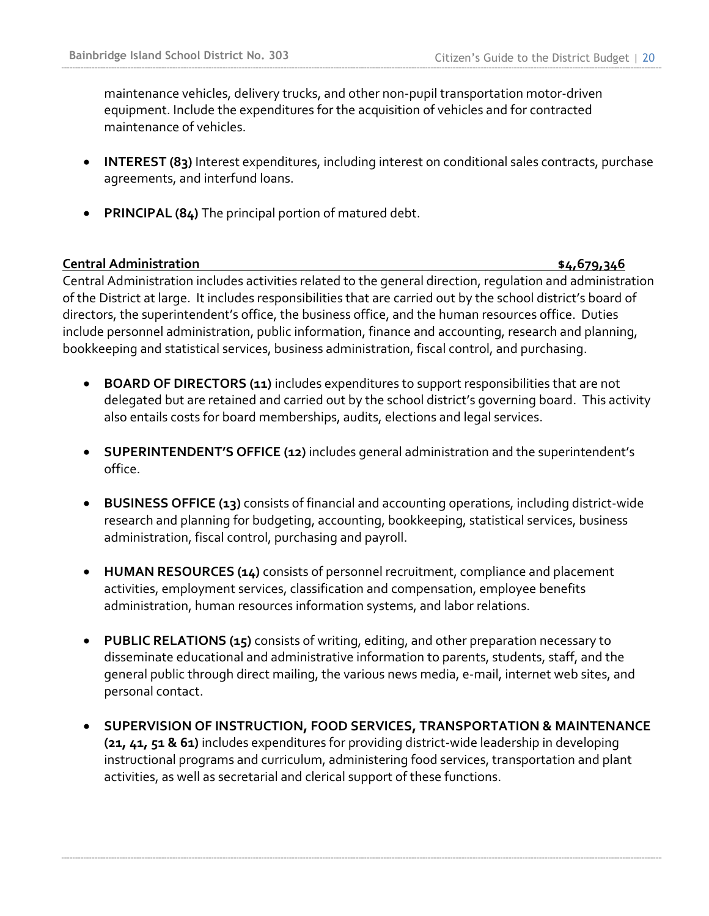maintenance vehicles, delivery trucks, and other non-pupil transportation motor-driven equipment. Include the expenditures for the acquisition of vehicles and for contracted maintenance of vehicles.

- **INTEREST (83)** Interest expenditures, including interest on conditional sales contracts, purchase agreements, and interfund loans.
- **PRINCIPAL (84)** The principal portion of matured debt.

**Central Administration $4,679,346**

Central Administration includes activities related to the general direction, regulation and administration of the District at large. It includes responsibilities that are carried out by the school district's board of directors, the superintendent's office, the business office, and the human resources office. Duties include personnel administration, public information, finance and accounting, research and planning, bookkeeping and statistical services, business administration, fiscal control, and purchasing.

- **BOARD OF DIRECTORS (11)** includes expenditures to support responsibilities that are not delegated but are retained and carried out by the school district's governing board. This activity also entails costs for board memberships, audits, elections and legal services.
- **SUPERINTENDENT'S OFFICE (12)** includes general administration and the superintendent's office.
- **BUSINESS OFFICE (13)** consists of financial and accounting operations, including district-wide research and planning for budgeting, accounting, bookkeeping, statistical services, business administration, fiscal control, purchasing and payroll.
- **HUMAN RESOURCES (14)** consists of personnel recruitment, compliance and placement activities, employment services, classification and compensation, employee benefits administration, human resources information systems, and labor relations.
- **PUBLIC RELATIONS (15)** consists of writing, editing, and other preparation necessary to disseminate educational and administrative information to parents, students, staff, and the general public through direct mailing, the various news media, e-mail, internet web sites, and personal contact.
- **SUPERVISION OF INSTRUCTION, FOOD SERVICES, TRANSPORTATION & MAINTENANCE (21, 41, 51 & 61)** includes expenditures for providing district-wide leadership in developing instructional programs and curriculum, administering food services, transportation and plant activities, as well as secretarial and clerical support of these functions.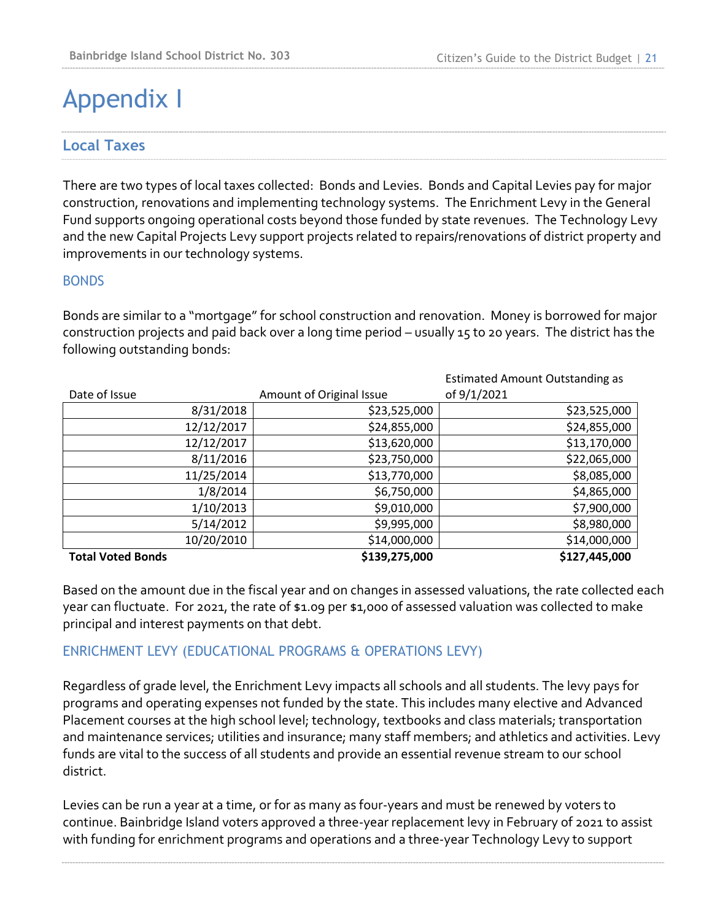# Appendix I

## Local Taxes

There are two types of local taxes collected: Bonds and Levies. Bonds and Capital Levies pay for major construction, renovations and implementing technology systems. The Enrichment Levy in the General Fund supports ongoing operational costs beyond those funded by state revenues. The Technology Levy and the new Capital Projects Levy support projects related to repairs/renovations of district property and improvements in our technology systems.

### BONDS

Bonds are similar to a "mortgage" for school construction and renovation. Money is borrowed for major construction projects and paid back over a long time period – usually 15 to 20 years. The district has the following outstanding bonds:

| Date of Issue | Amount of Original Issue | Estimated Amount Outstanding as of 9/1/2021 |
|---:|---:|---:|
| 8/31/2018 | $23,525,000 | $23,525,000 |
| 12/12/2017 | $24,855,000 | $24,855,000 |
| 12/12/2017 | $13,620,000 | $13,170,000 |
| 8/11/2016 | $23,750,000 | $22,065,000 |
| 11/25/2014 | $13,770,000 | $8,085,000 |
| 1/8/2014 | $6,750,000 | $4,865,000 |
| 1/10/2013 | $9,010,000 | $7,900,000 |
| 5/14/2012 | $9,995,000 | $8,980,000 |
| 10/20/2010 | $14,000,000 | $14,000,000 |
| **Total Voted Bonds** | **$139,275,000** | **$127,445,000** |

Based on the amount due in the fiscal year and on changes in assessed valuations, the rate collected each year can fluctuate. For 2021, the rate of $1.09 per $1,000 of assessed valuation was collected to make principal and interest payments on that debt.

### ENRICHMENT LEVY (EDUCATIONAL PROGRAMS & OPERATIONS LEVY)

Regardless of grade level, the Enrichment Levy impacts all schools and all students. The levy pays for programs and operating expenses not funded by the state. This includes many elective and Advanced Placement courses at the high school level; technology, textbooks and class materials; transportation and maintenance services; utilities and insurance; many staff members; and athletics and activities. Levy funds are vital to the success of all students and provide an essential revenue stream to our school district.

Levies can be run a year at a time, or for as many as four-years and must be renewed by voters to continue. Bainbridge Island voters approved a three-year replacement levy in February of 2021 to assist with funding for enrichment programs and operations and a three-year Technology Levy to support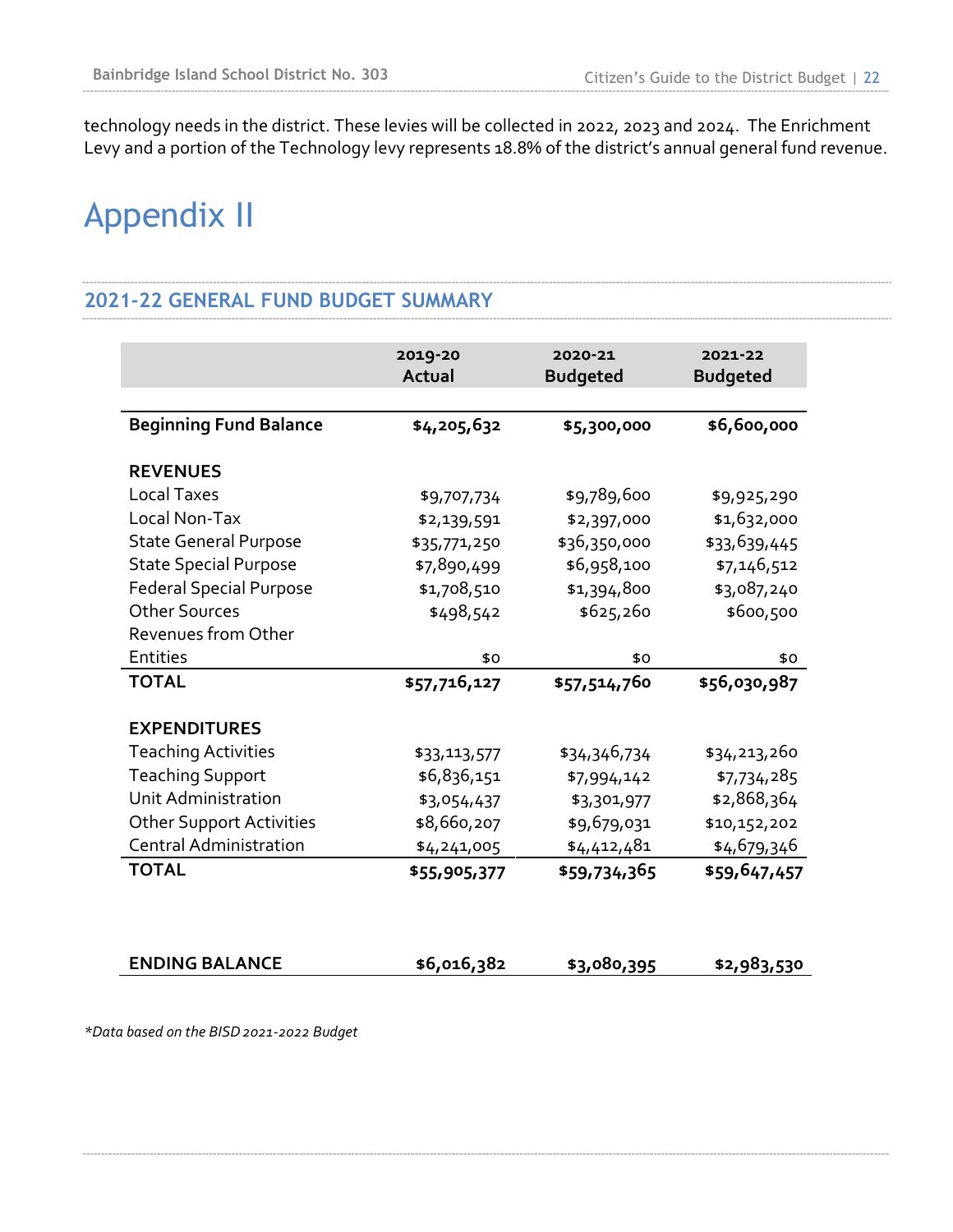technology needs in the district. These levies will be collected in 2022, 2023 and 2024. The Enrichment Levy and a portion of the Technology levy represents 18.8% of the district's annual general fund revenue.

# Appendix II

## 2021-22 GENERAL FUND BUDGET SUMMARY

| | 2019-20 Actual | 2020-21 Budgeted | 2021-22 Budgeted |
|---|---|---|---|
| **Beginning Fund Balance** | **$4,205,632** | **$5,300,000** | **$6,600,000** |
| **REVENUES** | | | |
| Local Taxes | $9,707,734 | $9,789,600 | $9,925,290 |
| Local Non-Tax | $2,139,591 | $2,397,000 | $1,632,000 |
| State General Purpose | $35,771,250 | $36,350,000 | $33,639,445 |
| State Special Purpose | $7,890,499 | $6,958,100 | $7,146,512 |
| Federal Special Purpose | $1,708,510 | $1,394,800 | $3,087,240 |
| Other Sources | $498,542 | $625,260 | $600,500 |
| Revenues from Other Entities | $0 | $0 | $0 |
| **TOTAL** | **$57,716,127** | **$57,514,760** | **$56,030,987** |
| **EXPENDITURES** | | | |
| Teaching Activities | $33,113,577 | $34,346,734 | $34,213,260 |
| Teaching Support | $6,836,151 | $7,994,142 | $7,734,285 |
| Unit Administration | $3,054,437 | $3,301,977 | $2,868,364 |
| Other Support Activities | $8,660,207 | $9,679,031 | $10,152,202 |
| Central Administration | $4,241,005 | $4,412,481 | $4,679,346 |
| **TOTAL** | **$55,905,377** | **$59,734,365** | **$59,647,457** |
| **ENDING BALANCE** | **$6,016,382** | **$3,080,395** | **$2,983,530** |

*\*Data based on the BISD 2021-2022 Budget*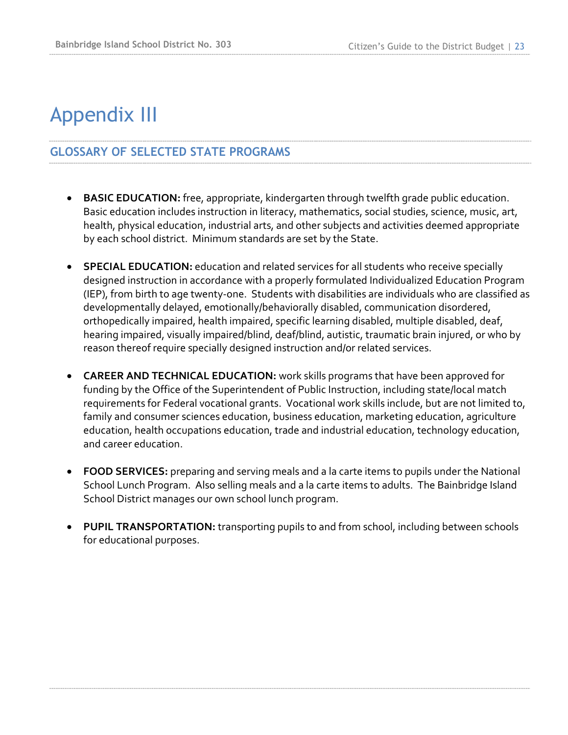# Appendix III

## GLOSSARY OF SELECTED STATE PROGRAMS

- **BASIC EDUCATION:** free, appropriate, kindergarten through twelfth grade public education. Basic education includes instruction in literacy, mathematics, social studies, science, music, art, health, physical education, industrial arts, and other subjects and activities deemed appropriate by each school district. Minimum standards are set by the State.

- **SPECIAL EDUCATION:** education and related services for all students who receive specially designed instruction in accordance with a properly formulated Individualized Education Program (IEP), from birth to age twenty-one. Students with disabilities are individuals who are classified as developmentally delayed, emotionally/behaviorally disabled, communication disordered, orthopedically impaired, health impaired, specific learning disabled, multiple disabled, deaf, hearing impaired, visually impaired/blind, deaf/blind, autistic, traumatic brain injured, or who by reason thereof require specially designed instruction and/or related services.

- **CAREER AND TECHNICAL EDUCATION:** work skills programs that have been approved for funding by the Office of the Superintendent of Public Instruction, including state/local match requirements for Federal vocational grants. Vocational work skills include, but are not limited to, family and consumer sciences education, business education, marketing education, agriculture education, health occupations education, trade and industrial education, technology education, and career education.

- **FOOD SERVICES:** preparing and serving meals and a la carte items to pupils under the National School Lunch Program. Also selling meals and a la carte items to adults. The Bainbridge Island School District manages our own school lunch program.

- **PUPIL TRANSPORTATION:** transporting pupils to and from school, including between schools for educational purposes.